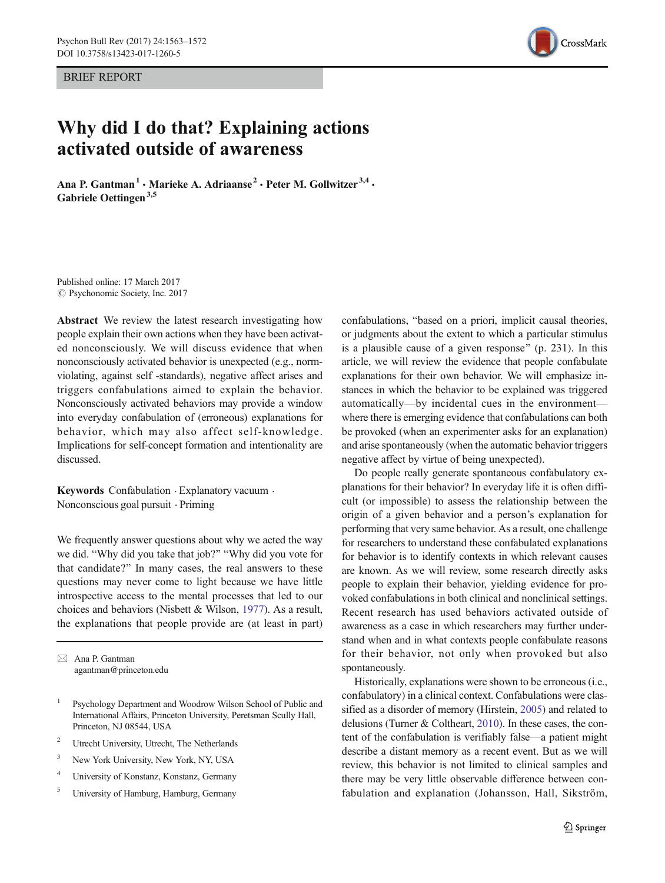BRIEF REPORT

# Why did I do that? Explaining actions activated outside of awareness

**Ana P. Gantman[1] · Marieke A. Adriaanse[2] · Peter M. Gollwitzer[3,4] · Gabriele Oettingen[3,5]**

Published online: 17 March 2017
© Psychonomic Society, Inc. 2017

**Abstract** We review the latest research investigating how people explain their own actions when they have been activated nonconsciously. We will discuss evidence that when nonconsciously activated behavior is unexpected (e.g., norm-violating, against self -standards), negative affect arises and triggers confabulations aimed to explain the behavior. Nonconsciously activated behaviors may provide a window into everyday confabulation of (erroneous) explanations for behavior, which may also affect self-knowledge. Implications for self-concept formation and intentionality are discussed.

**Keywords** Confabulation · Explanatory vacuum · Nonconscious goal pursuit · Priming

We frequently answer questions about why we acted the way we did. "Why did you take that job?" "Why did you vote for that candidate?" In many cases, the real answers to these questions may never come to light because we have little introspective access to the mental processes that led to our choices and behaviors (Nisbett & Wilson, 1977). As a result, the explanations that people provide are (at least in part) confabulations, "based on a priori, implicit causal theories, or judgments about the extent to which a particular stimulus is a plausible cause of a given response" (p. 231). In this article, we will review the evidence that people confabulate explanations for their own behavior. We will emphasize instances in which the behavior to be explained was triggered automatically—by incidental cues in the environment—where there is emerging evidence that confabulations can both be provoked (when an experimenter asks for an explanation) and arise spontaneously (when the automatic behavior triggers negative affect by virtue of being unexpected).

Do people really generate spontaneous confabulatory explanations for their behavior? In everyday life it is often difficult (or impossible) to assess the relationship between the origin of a given behavior and a person's explanation for performing that very same behavior. As a result, one challenge for researchers to understand these confabulated explanations for behavior is to identify contexts in which relevant causes are known. As we will review, some research directly asks people to explain their behavior, yielding evidence for provoked confabulations in both clinical and nonclinical settings. Recent research has used behaviors activated outside of awareness as a case in which researchers may further understand when and in what contexts people confabulate reasons for their behavior, not only when provoked but also spontaneously.

Historically, explanations were shown to be erroneous (i.e., confabulatory) in a clinical context. Confabulations were classified as a disorder of memory (Hirstein, 2005) and related to delusions (Turner & Coltheart, 2010). In these cases, the content of the confabulation is verifiably false—a patient might describe a distant memory as a recent event. But as we will review, this behavior is not limited to clinical samples and there may be very little observable difference between confabulation and explanation (Johansson, Hall, Sikström,

✉ Ana P. Gantman
agantman@princeton.edu

[1] Psychology Department and Woodrow Wilson School of Public and International Affairs, Princeton University, Peretsman Scully Hall, Princeton, NJ 08544, USA

[2] Utrecht University, Utrecht, The Netherlands

[3] New York University, New York, NY, USA

[4] University of Konstanz, Konstanz, Germany

[5] University of Hamburg, Hamburg, Germany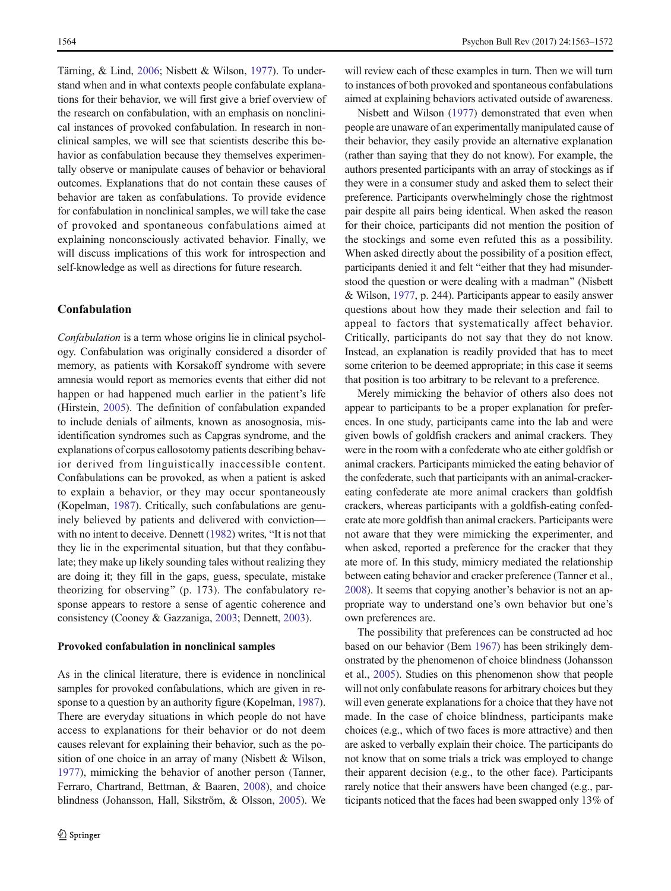Tärning, & Lind, 2006; Nisbett & Wilson, 1977). To understand when and in what contexts people confabulate explanations for their behavior, we will first give a brief overview of the research on confabulation, with an emphasis on nonclinical instances of provoked confabulation. In research in nonclinical samples, we will see that scientists describe this behavior as confabulation because they themselves experimentally observe or manipulate causes of behavior or behavioral outcomes. Explanations that do not contain these causes of behavior are taken as confabulations. To provide evidence for confabulation in nonclinical samples, we will take the case of provoked and spontaneous confabulations aimed at explaining nonconsciously activated behavior. Finally, we will discuss implications of this work for introspection and self-knowledge as well as directions for future research.

## Confabulation

*Confabulation* is a term whose origins lie in clinical psychology. Confabulation was originally considered a disorder of memory, as patients with Korsakoff syndrome with severe amnesia would report as memories events that either did not happen or had happened much earlier in the patient's life (Hirstein, 2005). The definition of confabulation expanded to include denials of ailments, known as anosognosia, misidentification syndromes such as Capgras syndrome, and the explanations of corpus callosotomy patients describing behavior derived from linguistically inaccessible content. Confabulations can be provoked, as when a patient is asked to explain a behavior, or they may occur spontaneously (Kopelman, 1987). Critically, such confabulations are genuinely believed by patients and delivered with conviction—with no intent to deceive. Dennett (1982) writes, "It is not that they lie in the experimental situation, but that they confabulate; they make up likely sounding tales without realizing they are doing it; they fill in the gaps, guess, speculate, mistake theorizing for observing" (p. 173). The confabulatory response appears to restore a sense of agentic coherence and consistency (Cooney & Gazzaniga, 2003; Dennett, 2003).

### Provoked confabulation in nonclinical samples

As in the clinical literature, there is evidence in nonclinical samples for provoked confabulations, which are given in response to a question by an authority figure (Kopelman, 1987). There are everyday situations in which people do not have access to explanations for their behavior or do not deem causes relevant for explaining their behavior, such as the position of one choice in an array of many (Nisbett & Wilson, 1977), mimicking the behavior of another person (Tanner, Ferraro, Chartrand, Bettman, & Baaren, 2008), and choice blindness (Johansson, Hall, Sikström, & Olsson, 2005). We will review each of these examples in turn. Then we will turn to instances of both provoked and spontaneous confabulations aimed at explaining behaviors activated outside of awareness.

Nisbett and Wilson (1977) demonstrated that even when people are unaware of an experimentally manipulated cause of their behavior, they easily provide an alternative explanation (rather than saying that they do not know). For example, the authors presented participants with an array of stockings as if they were in a consumer study and asked them to select their preference. Participants overwhelmingly chose the rightmost pair despite all pairs being identical. When asked the reason for their choice, participants did not mention the position of the stockings and some even refuted this as a possibility. When asked directly about the possibility of a position effect, participants denied it and felt "either that they had misunderstood the question or were dealing with a madman" (Nisbett & Wilson, 1977, p. 244). Participants appear to easily answer questions about how they made their selection and fail to appeal to factors that systematically affect behavior. Critically, participants do not say that they do not know. Instead, an explanation is readily provided that has to meet some criterion to be deemed appropriate; in this case it seems that position is too arbitrary to be relevant to a preference.

Merely mimicking the behavior of others also does not appear to participants to be a proper explanation for preferences. In one study, participants came into the lab and were given bowls of goldfish crackers and animal crackers. They were in the room with a confederate who ate either goldfish or animal crackers. Participants mimicked the eating behavior of the confederate, such that participants with an animal-cracker-eating confederate ate more animal crackers than goldfish crackers, whereas participants with a goldfish-eating confederate ate more goldfish than animal crackers. Participants were not aware that they were mimicking the experimenter, and when asked, reported a preference for the cracker that they ate more of. In this study, mimicry mediated the relationship between eating behavior and cracker preference (Tanner et al., 2008). It seems that copying another's behavior is not an appropriate way to understand one's own behavior but one's own preferences are.

The possibility that preferences can be constructed ad hoc based on our behavior (Bem 1967) has been strikingly demonstrated by the phenomenon of choice blindness (Johansson et al., 2005). Studies on this phenomenon show that people will not only confabulate reasons for arbitrary choices but they will even generate explanations for a choice that they have not made. In the case of choice blindness, participants make choices (e.g., which of two faces is more attractive) and then are asked to verbally explain their choice. The participants do not know that on some trials a trick was employed to change their apparent decision (e.g., to the other face). Participants rarely notice that their answers have been changed (e.g., participants noticed that the faces had been swapped only 13% of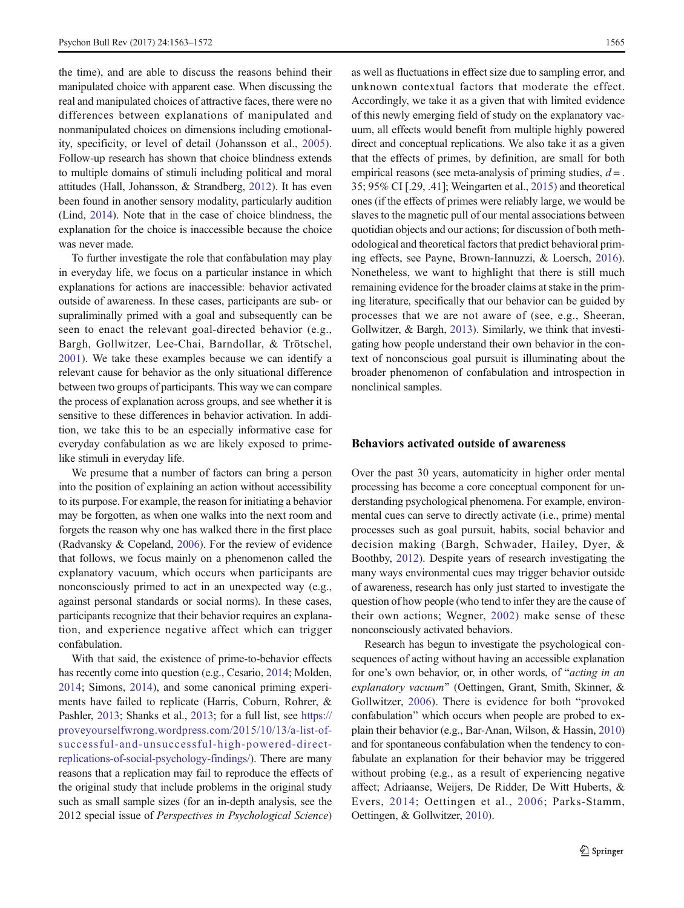the time), and are able to discuss the reasons behind their manipulated choice with apparent ease. When discussing the real and manipulated choices of attractive faces, there were no differences between explanations of manipulated and nonmanipulated choices on dimensions including emotionality, specificity, or level of detail (Johansson et al., 2005). Follow-up research has shown that choice blindness extends to multiple domains of stimuli including political and moral attitudes (Hall, Johansson, & Strandberg, 2012). It has even been found in another sensory modality, particularly audition (Lind, 2014). Note that in the case of choice blindness, the explanation for the choice is inaccessible because the choice was never made.

To further investigate the role that confabulation may play in everyday life, we focus on a particular instance in which explanations for actions are inaccessible: behavior activated outside of awareness. In these cases, participants are sub- or supraliminally primed with a goal and subsequently can be seen to enact the relevant goal-directed behavior (e.g., Bargh, Gollwitzer, Lee-Chai, Barndollar, & Trötschel, 2001). We take these examples because we can identify a relevant cause for behavior as the only situational difference between two groups of participants. This way we can compare the process of explanation across groups, and see whether it is sensitive to these differences in behavior activation. In addition, we take this to be an especially informative case for everyday confabulation as we are likely exposed to prime-like stimuli in everyday life.

We presume that a number of factors can bring a person into the position of explaining an action without accessibility to its purpose. For example, the reason for initiating a behavior may be forgotten, as when one walks into the next room and forgets the reason why one has walked there in the first place (Radvansky & Copeland, 2006). For the review of evidence that follows, we focus mainly on a phenomenon called the explanatory vacuum, which occurs when participants are nonconsciously primed to act in an unexpected way (e.g., against personal standards or social norms). In these cases, participants recognize that their behavior requires an explanation, and experience negative affect which can trigger confabulation.

With that said, the existence of prime-to-behavior effects has recently come into question (e.g., Cesario, 2014; Molden, 2014; Simons, 2014), and some canonical priming experiments have failed to replicate (Harris, Coburn, Rohrer, & Pashler, 2013; Shanks et al., 2013; for a full list, see https://proveyourselfwrong.wordpress.com/2015/10/13/a-list-of-successful-and-unsuccessful-high-powered-direct-replications-of-social-psychology-findings/). There are many reasons that a replication may fail to reproduce the effects of the original study that include problems in the original study such as small sample sizes (for an in-depth analysis, see the 2012 special issue of *Perspectives in Psychological Science*) as well as fluctuations in effect size due to sampling error, and unknown contextual factors that moderate the effect. Accordingly, we take it as a given that with limited evidence of this newly emerging field of study on the explanatory vacuum, all effects would benefit from multiple highly powered direct and conceptual replications. We also take it as a given that the effects of primes, by definition, are small for both empirical reasons (see meta-analysis of priming studies, $d = .35$; 95% CI [.29, .41]; Weingarten et al., 2015) and theoretical ones (if the effects of primes were reliably large, we would be slaves to the magnetic pull of our mental associations between quotidian objects and our actions; for discussion of both methodological and theoretical factors that predict behavioral priming effects, see Payne, Brown-Iannuzzi, & Loersch, 2016). Nonetheless, we want to highlight that there is still much remaining evidence for the broader claims at stake in the priming literature, specifically that our behavior can be guided by processes that we are not aware of (see, e.g., Sheeran, Gollwitzer, & Bargh, 2013). Similarly, we think that investigating how people understand their own behavior in the context of nonconscious goal pursuit is illuminating about the broader phenomenon of confabulation and introspection in nonclinical samples.

## Behaviors activated outside of awareness

Over the past 30 years, automaticity in higher order mental processing has become a core conceptual component for understanding psychological phenomena. For example, environmental cues can serve to directly activate (i.e., prime) mental processes such as goal pursuit, habits, social behavior and decision making (Bargh, Schwader, Hailey, Dyer, & Boothby, 2012). Despite years of research investigating the many ways environmental cues may trigger behavior outside of awareness, research has only just started to investigate the question of how people (who tend to infer they are the cause of their own actions; Wegner, 2002) make sense of these nonconsciously activated behaviors.

Research has begun to investigate the psychological consequences of acting without having an accessible explanation for one's own behavior, or, in other words, of "*acting in an explanatory vacuum*" (Oettingen, Grant, Smith, Skinner, & Gollwitzer, 2006). There is evidence for both "provoked confabulation" which occurs when people are probed to explain their behavior (e.g., Bar-Anan, Wilson, & Hassin, 2010) and for spontaneous confabulation when the tendency to confabulate an explanation for their behavior may be triggered without probing (e.g., as a result of experiencing negative affect; Adriaanse, Weijers, De Ridder, De Witt Huberts, & Evers, 2014; Oettingen et al., 2006; Parks-Stamm, Oettingen, & Gollwitzer, 2010).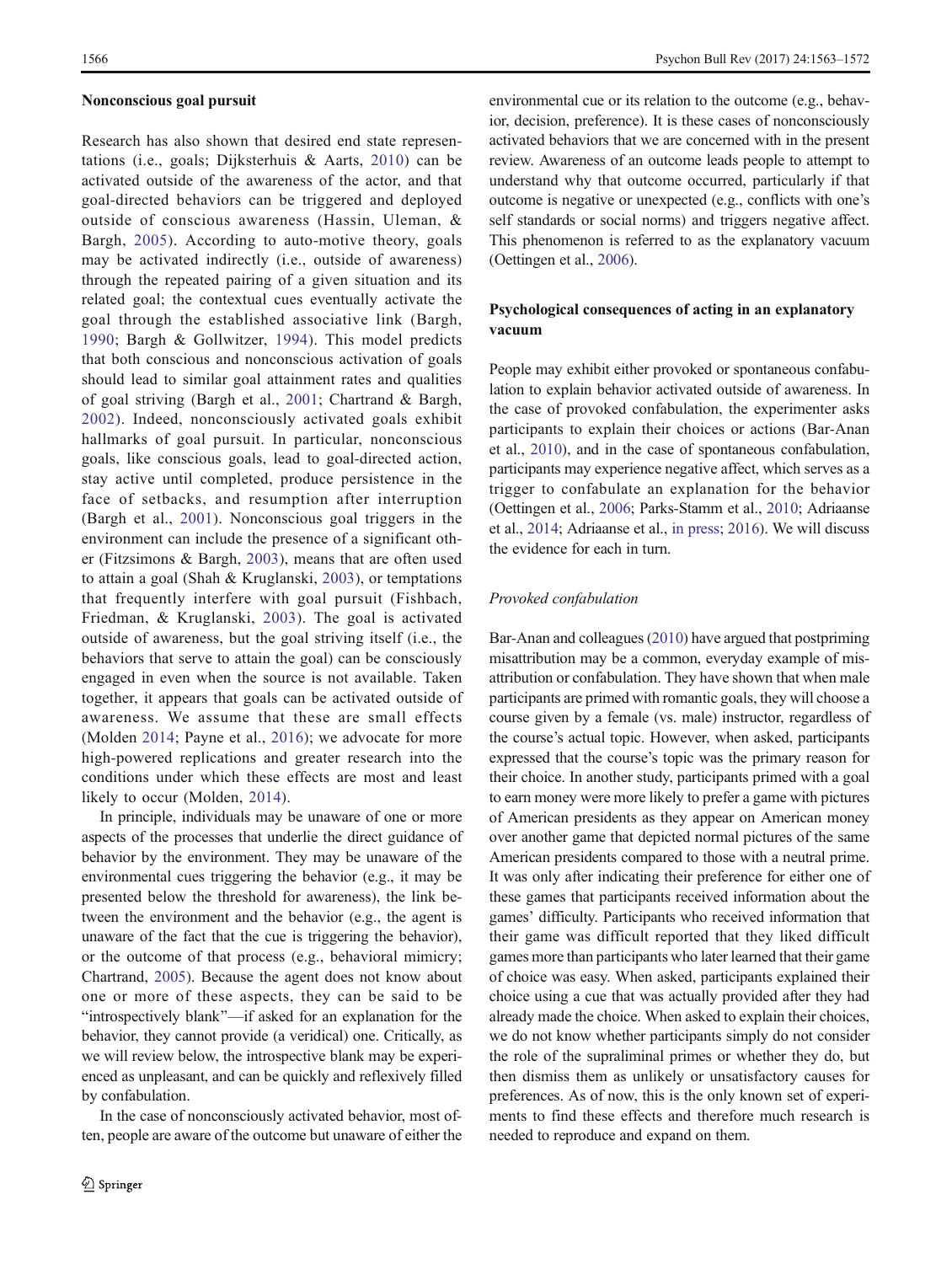#### Nonconscious goal pursuit

Research has also shown that desired end state representations (i.e., goals; Dijksterhuis & Aarts, 2010) can be activated outside of the awareness of the actor, and that goal-directed behaviors can be triggered and deployed outside of conscious awareness (Hassin, Uleman, & Bargh, 2005). According to auto-motive theory, goals may be activated indirectly (i.e., outside of awareness) through the repeated pairing of a given situation and its related goal; the contextual cues eventually activate the goal through the established associative link (Bargh, 1990; Bargh & Gollwitzer, 1994). This model predicts that both conscious and nonconscious activation of goals should lead to similar goal attainment rates and qualities of goal striving (Bargh et al., 2001; Chartrand & Bargh, 2002). Indeed, nonconsciously activated goals exhibit hallmarks of goal pursuit. In particular, nonconscious goals, like conscious goals, lead to goal-directed action, stay active until completed, produce persistence in the face of setbacks, and resumption after interruption (Bargh et al., 2001). Nonconscious goal triggers in the environment can include the presence of a significant other (Fitzsimons & Bargh, 2003), means that are often used to attain a goal (Shah & Kruglanski, 2003), or temptations that frequently interfere with goal pursuit (Fishbach, Friedman, & Kruglanski, 2003). The goal is activated outside of awareness, but the goal striving itself (i.e., the behaviors that serve to attain the goal) can be consciously engaged in even when the source is not available. Taken together, it appears that goals can be activated outside of awareness. We assume that these are small effects (Molden 2014; Payne et al., 2016); we advocate for more high-powered replications and greater research into the conditions under which these effects are most and least likely to occur (Molden, 2014).

In principle, individuals may be unaware of one or more aspects of the processes that underlie the direct guidance of behavior by the environment. They may be unaware of the environmental cues triggering the behavior (e.g., it may be presented below the threshold for awareness), the link between the environment and the behavior (e.g., the agent is unaware of the fact that the cue is triggering the behavior), or the outcome of that process (e.g., behavioral mimicry; Chartrand, 2005). Because the agent does not know about one or more of these aspects, they can be said to be "introspectively blank"—if asked for an explanation for the behavior, they cannot provide (a veridical) one. Critically, as we will review below, the introspective blank may be experienced as unpleasant, and can be quickly and reflexively filled by confabulation.

In the case of nonconsciously activated behavior, most often, people are aware of the outcome but unaware of either the environmental cue or its relation to the outcome (e.g., behavior, decision, preference). It is these cases of nonconsciously activated behaviors that we are concerned with in the present review. Awareness of an outcome leads people to attempt to understand why that outcome occurred, particularly if that outcome is negative or unexpected (e.g., conflicts with one's self standards or social norms) and triggers negative affect. This phenomenon is referred to as the explanatory vacuum (Oettingen et al., 2006).

### Psychological consequences of acting in an explanatory vacuum

People may exhibit either provoked or spontaneous confabulation to explain behavior activated outside of awareness. In the case of provoked confabulation, the experimenter asks participants to explain their choices or actions (Bar-Anan et al., 2010), and in the case of spontaneous confabulation, participants may experience negative affect, which serves as a trigger to confabulate an explanation for the behavior (Oettingen et al., 2006; Parks-Stamm et al., 2010; Adriaanse et al., 2014; Adriaanse et al., in press; 2016). We will discuss the evidence for each in turn.

#### *Provoked confabulation*

Bar-Anan and colleagues (2010) have argued that postpriming misattribution may be a common, everyday example of misattribution or confabulation. They have shown that when male participants are primed with romantic goals, they will choose a course given by a female (vs. male) instructor, regardless of the course's actual topic. However, when asked, participants expressed that the course's topic was the primary reason for their choice. In another study, participants primed with a goal to earn money were more likely to prefer a game with pictures of American presidents as they appear on American money over another game that depicted normal pictures of the same American presidents compared to those with a neutral prime. It was only after indicating their preference for either one of these games that participants received information about the games' difficulty. Participants who received information that their game was difficult reported that they liked difficult games more than participants who later learned that their game of choice was easy. When asked, participants explained their choice using a cue that was actually provided after they had already made the choice. When asked to explain their choices, we do not know whether participants simply do not consider the role of the supraliminal primes or whether they do, but then dismiss them as unlikely or unsatisfactory causes for preferences. As of now, this is the only known set of experiments to find these effects and therefore much research is needed to reproduce and expand on them.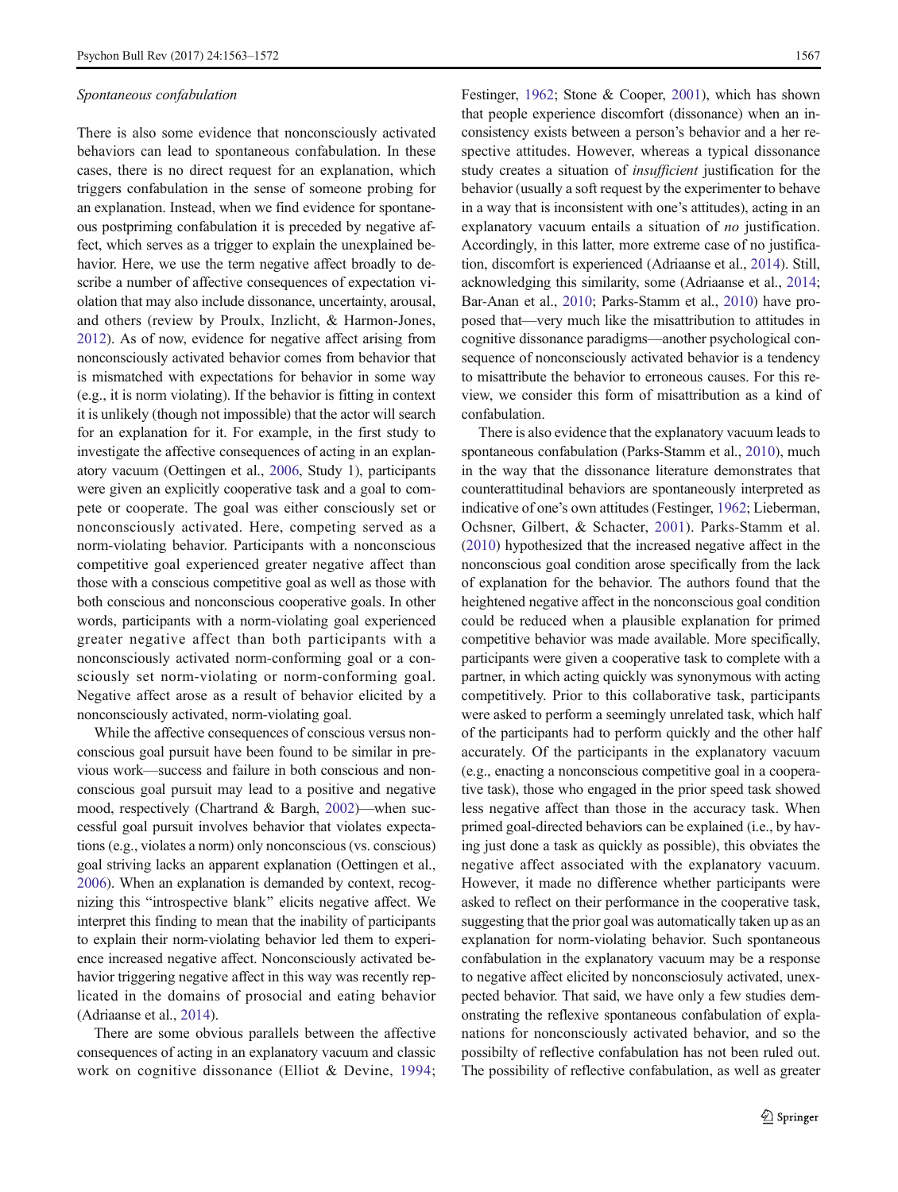*Spontaneous confabulation*

There is also some evidence that nonconsciously activated behaviors can lead to spontaneous confabulation. In these cases, there is no direct request for an explanation, which triggers confabulation in the sense of someone probing for an explanation. Instead, when we find evidence for spontaneous postpriming confabulation it is preceded by negative affect, which serves as a trigger to explain the unexplained behavior. Here, we use the term negative affect broadly to describe a number of affective consequences of expectation violation that may also include dissonance, uncertainty, arousal, and others (review by Proulx, Inzlicht, & Harmon-Jones, 2012). As of now, evidence for negative affect arising from nonconsciously activated behavior comes from behavior that is mismatched with expectations for behavior in some way (e.g., it is norm violating). If the behavior is fitting in context it is unlikely (though not impossible) that the actor will search for an explanation for it. For example, in the first study to investigate the affective consequences of acting in an explanatory vacuum (Oettingen et al., 2006, Study 1), participants were given an explicitly cooperative task and a goal to compete or cooperate. The goal was either consciously set or nonconsciously activated. Here, competing served as a norm-violating behavior. Participants with a nonconscious competitive goal experienced greater negative affect than those with a conscious competitive goal as well as those with both conscious and nonconscious cooperative goals. In other words, participants with a norm-violating goal experienced greater negative affect than both participants with a nonconsciously activated norm-conforming goal or a consciously set norm-violating or norm-conforming goal. Negative affect arose as a result of behavior elicited by a nonconsciously activated, norm-violating goal.

While the affective consequences of conscious versus nonconscious goal pursuit have been found to be similar in previous work—success and failure in both conscious and nonconscious goal pursuit may lead to a positive and negative mood, respectively (Chartrand & Bargh, 2002)—when successful goal pursuit involves behavior that violates expectations (e.g., violates a norm) only nonconscious (vs. conscious) goal striving lacks an apparent explanation (Oettingen et al., 2006). When an explanation is demanded by context, recognizing this "introspective blank" elicits negative affect. We interpret this finding to mean that the inability of participants to explain their norm-violating behavior led them to experience increased negative affect. Nonconsciously activated behavior triggering negative affect in this way was recently replicated in the domains of prosocial and eating behavior (Adriaanse et al., 2014).

There are some obvious parallels between the affective consequences of acting in an explanatory vacuum and classic work on cognitive dissonance (Elliot & Devine, 1994; Festinger, 1962; Stone & Cooper, 2001), which has shown that people experience discomfort (dissonance) when an inconsistency exists between a person's behavior and a her respective attitudes. However, whereas a typical dissonance study creates a situation of *insufficient* justification for the behavior (usually a soft request by the experimenter to behave in a way that is inconsistent with one's attitudes), acting in an explanatory vacuum entails a situation of *no* justification. Accordingly, in this latter, more extreme case of no justification, discomfort is experienced (Adriaanse et al., 2014). Still, acknowledging this similarity, some (Adriaanse et al., 2014; Bar-Anan et al., 2010; Parks-Stamm et al., 2010) have proposed that—very much like the misattribution to attitudes in cognitive dissonance paradigms—another psychological consequence of nonconsciously activated behavior is a tendency to misattribute the behavior to erroneous causes. For this review, we consider this form of misattribution as a kind of confabulation.

There is also evidence that the explanatory vacuum leads to spontaneous confabulation (Parks-Stamm et al., 2010), much in the way that the dissonance literature demonstrates that counterattitudinal behaviors are spontaneously interpreted as indicative of one's own attitudes (Festinger, 1962; Lieberman, Ochsner, Gilbert, & Schacter, 2001). Parks-Stamm et al. (2010) hypothesized that the increased negative affect in the nonconscious goal condition arose specifically from the lack of explanation for the behavior. The authors found that the heightened negative affect in the nonconscious goal condition could be reduced when a plausible explanation for primed competitive behavior was made available. More specifically, participants were given a cooperative task to complete with a partner, in which acting quickly was synonymous with acting competitively. Prior to this collaborative task, participants were asked to perform a seemingly unrelated task, which half of the participants had to perform quickly and the other half accurately. Of the participants in the explanatory vacuum (e.g., enacting a nonconscious competitive goal in a cooperative task), those who engaged in the prior speed task showed less negative affect than those in the accuracy task. When primed goal-directed behaviors can be explained (i.e., by having just done a task as quickly as possible), this obviates the negative affect associated with the explanatory vacuum. However, it made no difference whether participants were asked to reflect on their performance in the cooperative task, suggesting that the prior goal was automatically taken up as an explanation for norm-violating behavior. Such spontaneous confabulation in the explanatory vacuum may be a response to negative affect elicited by nonconsciosly activated, unexpected behavior. That said, we have only a few studies demonstrating the reflexive spontaneous confabulation of explanations for nonconsciously activated behavior, and so the possibilty of reflective confabulation has not been ruled out. The possibility of reflective confabulation, as well as greater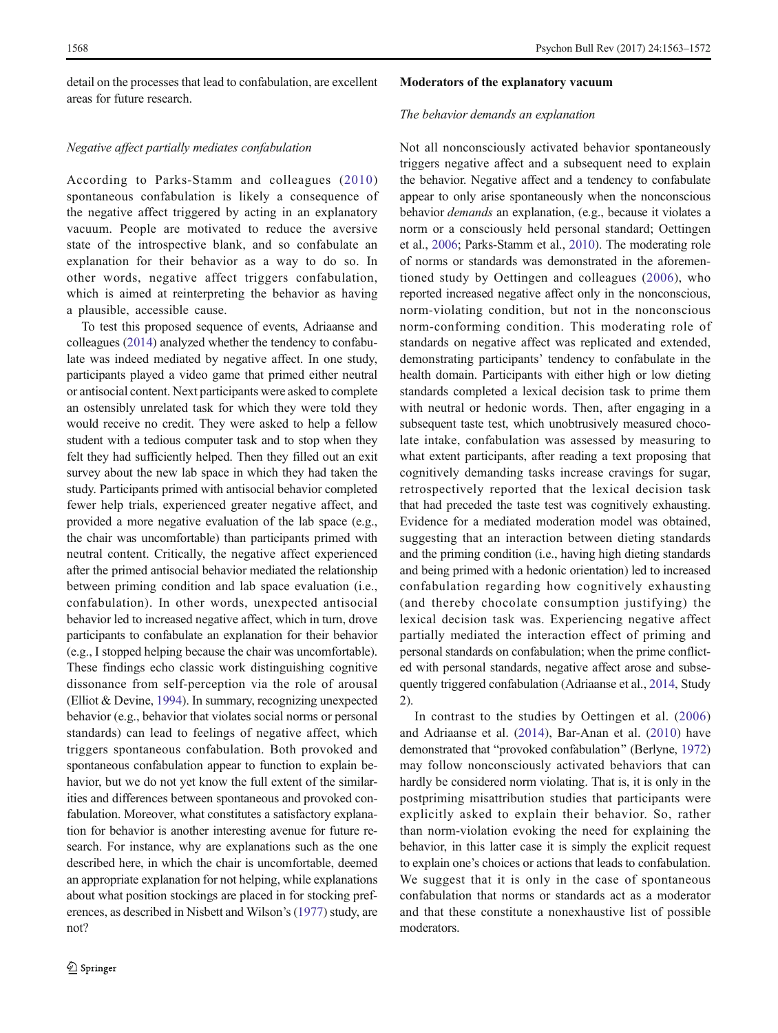detail on the processes that lead to confabulation, are excellent areas for future research.

### *Negative affect partially mediates confabulation*

According to Parks-Stamm and colleagues (2010) spontaneous confabulation is likely a consequence of the negative affect triggered by acting in an explanatory vacuum. People are motivated to reduce the aversive state of the introspective blank, and so confabulate an explanation for their behavior as a way to do so. In other words, negative affect triggers confabulation, which is aimed at reinterpreting the behavior as having a plausible, accessible cause.

To test this proposed sequence of events, Adriaanse and colleagues (2014) analyzed whether the tendency to confabulate was indeed mediated by negative affect. In one study, participants played a video game that primed either neutral or antisocial content. Next participants were asked to complete an ostensibly unrelated task for which they were told they would receive no credit. They were asked to help a fellow student with a tedious computer task and to stop when they felt they had sufficiently helped. Then they filled out an exit survey about the new lab space in which they had taken the study. Participants primed with antisocial behavior completed fewer help trials, experienced greater negative affect, and provided a more negative evaluation of the lab space (e.g., the chair was uncomfortable) than participants primed with neutral content. Critically, the negative affect experienced after the primed antisocial behavior mediated the relationship between priming condition and lab space evaluation (i.e., confabulation). In other words, unexpected antisocial behavior led to increased negative affect, which in turn, drove participants to confabulate an explanation for their behavior (e.g., I stopped helping because the chair was uncomfortable). These findings echo classic work distinguishing cognitive dissonance from self-perception via the role of arousal (Elliot & Devine, 1994). In summary, recognizing unexpected behavior (e.g., behavior that violates social norms or personal standards) can lead to feelings of negative affect, which triggers spontaneous confabulation. Both provoked and spontaneous confabulation appear to function to explain behavior, but we do not yet know the full extent of the similarities and differences between spontaneous and provoked confabulation. Moreover, what constitutes a satisfactory explanation for behavior is another interesting avenue for future research. For instance, why are explanations such as the one described here, in which the chair is uncomfortable, deemed an appropriate explanation for not helping, while explanations about what position stockings are placed in for stocking preferences, as described in Nisbett and Wilson's (1977) study, are not?

## Moderators of the explanatory vacuum

### *The behavior demands an explanation*

Not all nonconsciously activated behavior spontaneously triggers negative affect and a subsequent need to explain the behavior. Negative affect and a tendency to confabulate appear to only arise spontaneously when the nonconscious behavior *demands* an explanation, (e.g., because it violates a norm or a consciously held personal standard; Oettingen et al., 2006; Parks-Stamm et al., 2010). The moderating role of norms or standards was demonstrated in the aforementioned study by Oettingen and colleagues (2006), who reported increased negative affect only in the nonconscious, norm-violating condition, but not in the nonconscious norm-conforming condition. This moderating role of standards on negative affect was replicated and extended, demonstrating participants' tendency to confabulate in the health domain. Participants with either high or low dieting standards completed a lexical decision task to prime them with neutral or hedonic words. Then, after engaging in a subsequent taste test, which unobtrusively measured chocolate intake, confabulation was assessed by measuring to what extent participants, after reading a text proposing that cognitively demanding tasks increase cravings for sugar, retrospectively reported that the lexical decision task that had preceded the taste test was cognitively exhausting. Evidence for a mediated moderation model was obtained, suggesting that an interaction between dieting standards and the priming condition (i.e., having high dieting standards and being primed with a hedonic orientation) led to increased confabulation regarding how cognitively exhausting (and thereby chocolate consumption justifying) the lexical decision task was. Experiencing negative affect partially mediated the interaction effect of priming and personal standards on confabulation; when the prime conflicted with personal standards, negative affect arose and subsequently triggered confabulation (Adriaanse et al., 2014, Study 2).

In contrast to the studies by Oettingen et al. (2006) and Adriaanse et al. (2014), Bar-Anan et al. (2010) have demonstrated that "provoked confabulation" (Berlyne, 1972) may follow nonconsciously activated behaviors that can hardly be considered norm violating. That is, it is only in the postpriming misattribution studies that participants were explicitly asked to explain their behavior. So, rather than norm-violation evoking the need for explaining the behavior, in this latter case it is simply the explicit request to explain one's choices or actions that leads to confabulation. We suggest that it is only in the case of spontaneous confabulation that norms or standards act as a moderator and that these constitute a nonexhaustive list of possible moderators.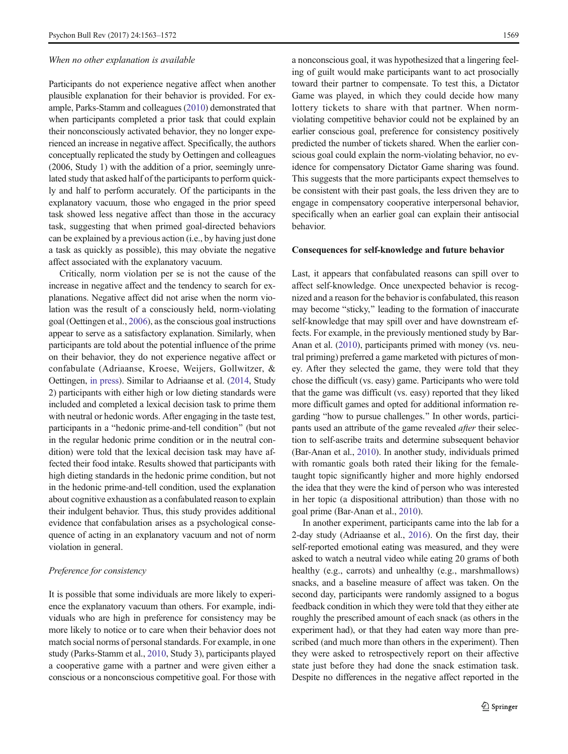*When no other explanation is available*

Participants do not experience negative affect when another plausible explanation for their behavior is provided. For example, Parks-Stamm and colleagues (2010) demonstrated that when participants completed a prior task that could explain their nonconsciously activated behavior, they no longer experienced an increase in negative affect. Specifically, the authors conceptually replicated the study by Oettingen and colleagues (2006, Study 1) with the addition of a prior, seemingly unrelated study that asked half of the participants to perform quickly and half to perform accurately. Of the participants in the explanatory vacuum, those who engaged in the prior speed task showed less negative affect than those in the accuracy task, suggesting that when primed goal-directed behaviors can be explained by a previous action (i.e., by having just done a task as quickly as possible), this may obviate the negative affect associated with the explanatory vacuum.

Critically, norm violation per se is not the cause of the increase in negative affect and the tendency to search for explanations. Negative affect did not arise when the norm violation was the result of a consciously held, norm-violating goal (Oettingen et al., 2006), as the conscious goal instructions appear to serve as a satisfactory explanation. Similarly, when participants are told about the potential influence of the prime on their behavior, they do not experience negative affect or confabulate (Adriaanse, Kroese, Weijers, Gollwitzer, & Oettingen, in press). Similar to Adriaanse et al. (2014, Study 2) participants with either high or low dieting standards were included and completed a lexical decision task to prime them with neutral or hedonic words. After engaging in the taste test, participants in a "hedonic prime-and-tell condition" (but not in the regular hedonic prime condition or in the neutral condition) were told that the lexical decision task may have affected their food intake. Results showed that participants with high dieting standards in the hedonic prime condition, but not in the hedonic prime-and-tell condition, used the explanation about cognitive exhaustion as a confabulated reason to explain their indulgent behavior. Thus, this study provides additional evidence that confabulation arises as a psychological consequence of acting in an explanatory vacuum and not of norm violation in general.

*Preference for consistency*

It is possible that some individuals are more likely to experience the explanatory vacuum than others. For example, individuals who are high in preference for consistency may be more likely to notice or to care when their behavior does not match social norms of personal standards. For example, in one study (Parks-Stamm et al., 2010, Study 3), participants played a cooperative game with a partner and were given either a conscious or a nonconscious competitive goal. For those with a nonconscious goal, it was hypothesized that a lingering feeling of guilt would make participants want to act prosocially toward their partner to compensate. To test this, a Dictator Game was played, in which they could decide how many lottery tickets to share with that partner. When norm-violating competitive behavior could not be explained by an earlier conscious goal, preference for consistency positively predicted the number of tickets shared. When the earlier conscious goal could explain the norm-violating behavior, no evidence for compensatory Dictator Game sharing was found. This suggests that the more participants expect themselves to be consistent with their past goals, the less driven they are to engage in compensatory cooperative interpersonal behavior, specifically when an earlier goal can explain their antisocial behavior.

## Consequences for self-knowledge and future behavior

Last, it appears that confabulated reasons can spill over to affect self-knowledge. Once unexpected behavior is recognized and a reason for the behavior is confabulated, this reason may become "sticky," leading to the formation of inaccurate self-knowledge that may spill over and have downstream effects. For example, in the previously mentioned study by Bar-Anan et al. (2010), participants primed with money (vs. neutral priming) preferred a game marketed with pictures of money. After they selected the game, they were told that they chose the difficult (vs. easy) game. Participants who were told that the game was difficult (vs. easy) reported that they liked more difficult games and opted for additional information regarding "how to pursue challenges." In other words, participants used an attribute of the game revealed *after* their selection to self-ascribe traits and determine subsequent behavior (Bar-Anan et al., 2010). In another study, individuals primed with romantic goals both rated their liking for the female-taught topic significantly higher and more highly endorsed the idea that they were the kind of person who was interested in her topic (a dispositional attribution) than those with no goal prime (Bar-Anan et al., 2010).

In another experiment, participants came into the lab for a 2-day study (Adriaanse et al., 2016). On the first day, their self-reported emotional eating was measured, and they were asked to watch a neutral video while eating 20 grams of both healthy (e.g., carrots) and unhealthy (e.g., marshmallows) snacks, and a baseline measure of affect was taken. On the second day, participants were randomly assigned to a bogus feedback condition in which they were told that they either ate roughly the prescribed amount of each snack (as others in the experiment had), or that they had eaten way more than prescribed (and much more than others in the experiment). Then they were asked to retrospectively report on their affective state just before they had done the snack estimation task. Despite no differences in the negative affect reported in the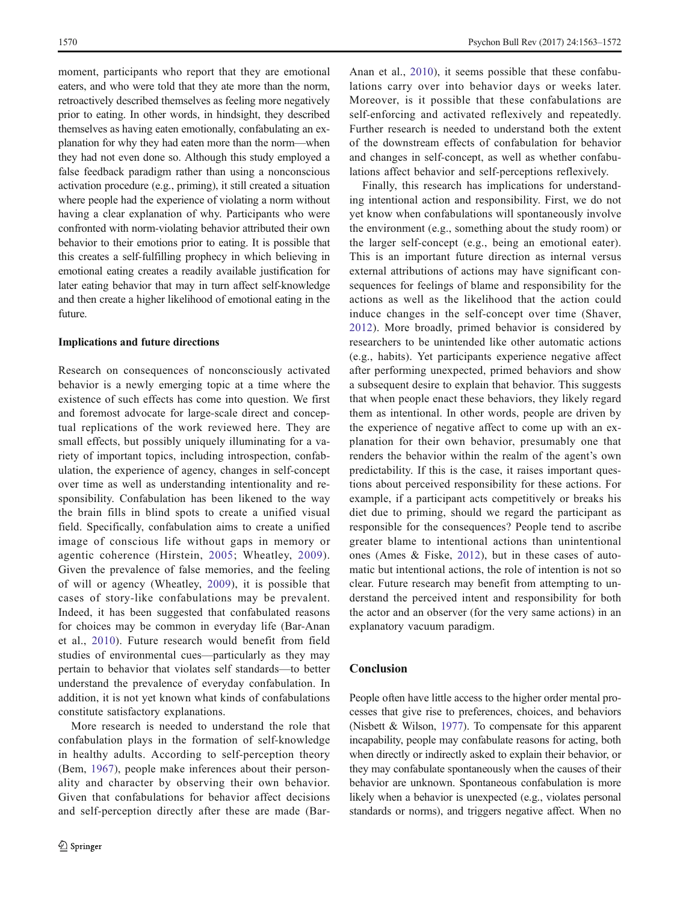moment, participants who report that they are emotional eaters, and who were told that they ate more than the norm, retroactively described themselves as feeling more negatively prior to eating. In other words, in hindsight, they described themselves as having eaten emotionally, confabulating an explanation for why they had eaten more than the norm—when they had not even done so. Although this study employed a false feedback paradigm rather than using a nonconscious activation procedure (e.g., priming), it still created a situation where people had the experience of violating a norm without having a clear explanation of why. Participants who were confronted with norm-violating behavior attributed their own behavior to their emotions prior to eating. It is possible that this creates a self-fulfilling prophecy in which believing in emotional eating creates a readily available justification for later eating behavior that may in turn affect self-knowledge and then create a higher likelihood of emotional eating in the future.

### Implications and future directions

Research on consequences of nonconsciously activated behavior is a newly emerging topic at a time where the existence of such effects has come into question. We first and foremost advocate for large-scale direct and conceptual replications of the work reviewed here. They are small effects, but possibly uniquely illuminating for a variety of important topics, including introspection, confabulation, the experience of agency, changes in self-concept over time as well as understanding intentionality and responsibility. Confabulation has been likened to the way the brain fills in blind spots to create a unified visual field. Specifically, confabulation aims to create a unified image of conscious life without gaps in memory or agentic coherence (Hirstein, 2005; Wheatley, 2009). Given the prevalence of false memories, and the feeling of will or agency (Wheatley, 2009), it is possible that cases of story-like confabulations may be prevalent. Indeed, it has been suggested that confabulated reasons for choices may be common in everyday life (Bar-Anan et al., 2010). Future research would benefit from field studies of environmental cues—particularly as they may pertain to behavior that violates self standards—to better understand the prevalence of everyday confabulation. In addition, it is not yet known what kinds of confabulations constitute satisfactory explanations.

More research is needed to understand the role that confabulation plays in the formation of self-knowledge in healthy adults. According to self-perception theory (Bem, 1967), people make inferences about their personality and character by observing their own behavior. Given that confabulations for behavior affect decisions and self-perception directly after these are made (Bar-Anan et al., 2010), it seems possible that these confabulations carry over into behavior days or weeks later. Moreover, is it possible that these confabulations are self-enforcing and activated reflexively and repeatedly. Further research is needed to understand both the extent of the downstream effects of confabulation for behavior and changes in self-concept, as well as whether confabulations affect behavior and self-perceptions reflexively.

Finally, this research has implications for understanding intentional action and responsibility. First, we do not yet know when confabulations will spontaneously involve the environment (e.g., something about the study room) or the larger self-concept (e.g., being an emotional eater). This is an important future direction as internal versus external attributions of actions may have significant consequences for feelings of blame and responsibility for the actions as well as the likelihood that the action could induce changes in the self-concept over time (Shaver, 2012). More broadly, primed behavior is considered by researchers to be unintended like other automatic actions (e.g., habits). Yet participants experience negative affect after performing unexpected, primed behaviors and show a subsequent desire to explain that behavior. This suggests that when people enact these behaviors, they likely regard them as intentional. In other words, people are driven by the experience of negative affect to come up with an explanation for their own behavior, presumably one that renders the behavior within the realm of the agent's own predictability. If this is the case, it raises important questions about perceived responsibility for these actions. For example, if a participant acts competitively or breaks his diet due to priming, should we regard the participant as responsible for the consequences? People tend to ascribe greater blame to intentional actions than unintentional ones (Ames & Fiske, 2012), but in these cases of automatic but intentional actions, the role of intention is not so clear. Future research may benefit from attempting to understand the perceived intent and responsibility for both the actor and an observer (for the very same actions) in an explanatory vacuum paradigm.

## Conclusion

People often have little access to the higher order mental processes that give rise to preferences, choices, and behaviors (Nisbett & Wilson, 1977). To compensate for this apparent incapability, people may confabulate reasons for acting, both when directly or indirectly asked to explain their behavior, or they may confabulate spontaneously when the causes of their behavior are unknown. Spontaneous confabulation is more likely when a behavior is unexpected (e.g., violates personal standards or norms), and triggers negative affect. When no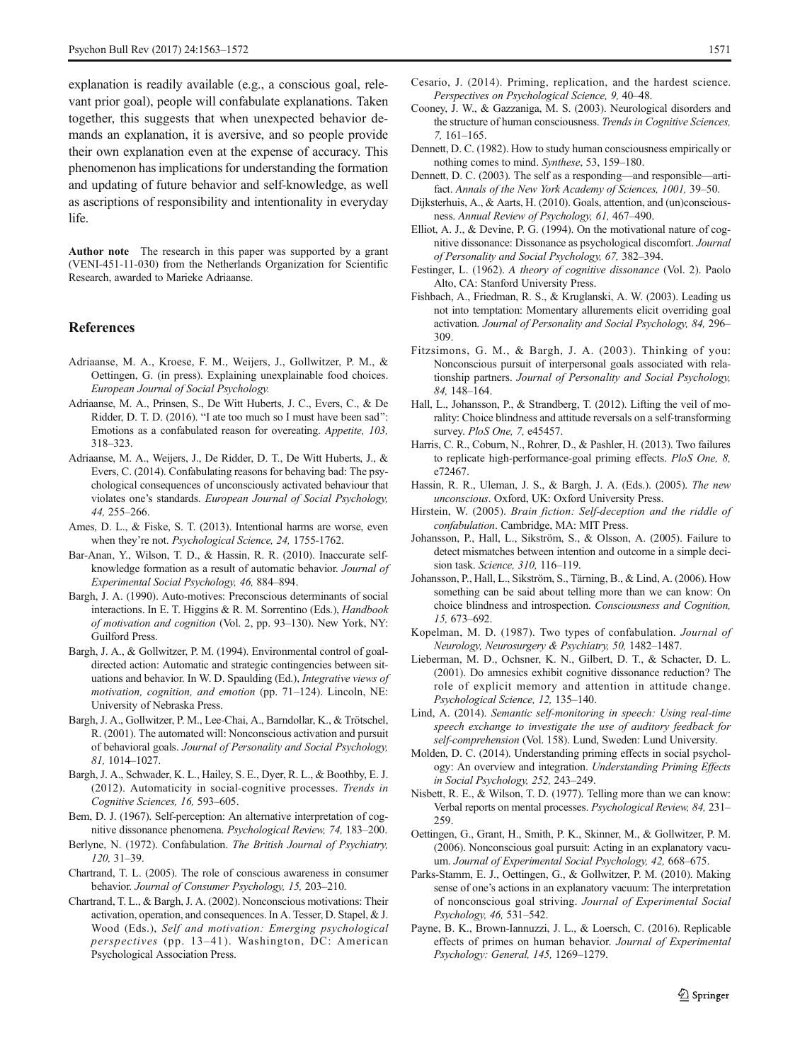explanation is readily available (e.g., a conscious goal, relevant prior goal), people will confabulate explanations. Taken together, this suggests that when unexpected behavior demands an explanation, it is aversive, and so people provide their own explanation even at the expense of accuracy. This phenomenon has implications for understanding the formation and updating of future behavior and self-knowledge, as well as ascriptions of responsibility and intentionality in everyday life.

**Author note** The research in this paper was supported by a grant (VENI-451-11-030) from the Netherlands Organization for Scientific Research, awarded to Marieke Adriaanse.

## References

Adriaanse, M. A., Kroese, F. M., Weijers, J., Gollwitzer, P. M., & Oettingen, G. (in press). Explaining unexplainable food choices. *European Journal of Social Psychology.*

Adriaanse, M. A., Prinsen, S., De Witt Huberts, J. C., Evers, C., & De Ridder, D. T. D. (2016). "I ate too much so I must have been sad": Emotions as a confabulated reason for overeating. *Appetite, 103,* 318–323.

Adriaanse, M. A., Weijers, J., De Ridder, D. T., De Witt Huberts, J., & Evers, C. (2014). Confabulating reasons for behaving bad: The psychological consequences of unconsciously activated behaviour that violates one's standards. *European Journal of Social Psychology, 44,* 255–266.

Ames, D. L., & Fiske, S. T. (2013). Intentional harms are worse, even when they're not. *Psychological Science, 24,* 1755-1762.

Bar-Anan, Y., Wilson, T. D., & Hassin, R. R. (2010). Inaccurate self-knowledge formation as a result of automatic behavior. *Journal of Experimental Social Psychology, 46,* 884–894.

Bargh, J. A. (1990). Auto-motives: Preconscious determinants of social interactions. In E. T. Higgins & R. M. Sorrentino (Eds.), *Handbook of motivation and cognition* (Vol. 2, pp. 93–130). New York, NY: Guilford Press.

Bargh, J. A., & Gollwitzer, P. M. (1994). Environmental control of goal-directed action: Automatic and strategic contingencies between situations and behavior. In W. D. Spaulding (Ed.), *Integrative views of motivation, cognition, and emotion* (pp. 71–124). Lincoln, NE: University of Nebraska Press.

Bargh, J. A., Gollwitzer, P. M., Lee-Chai, A., Barndollar, K., & Trötschel, R. (2001). The automated will: Nonconscious activation and pursuit of behavioral goals. *Journal of Personality and Social Psychology, 81,* 1014–1027.

Bargh, J. A., Schwader, K. L., Hailey, S. E., Dyer, R. L., & Boothby, E. J. (2012). Automaticity in social-cognitive processes. *Trends in Cognitive Sciences, 16,* 593–605.

Bem, D. J. (1967). Self-perception: An alternative interpretation of cognitive dissonance phenomena. *Psychological Review, 74,* 183–200.

Berlyne, N. (1972). Confabulation. *The British Journal of Psychiatry, 120,* 31–39.

Chartrand, T. L. (2005). The role of conscious awareness in consumer behavior. *Journal of Consumer Psychology, 15,* 203–210.

Chartrand, T. L., & Bargh, J. A. (2002). Nonconscious motivations: Their activation, operation, and consequences. In A. Tesser, D. Stapel, & J. Wood (Eds.), *Self and motivation: Emerging psychological perspectives* (pp. 13–41). Washington, DC: American Psychological Association Press.

Cesario, J. (2014). Priming, replication, and the hardest science. *Perspectives on Psychological Science, 9,* 40–48.

Cooney, J. W., & Gazzaniga, M. S. (2003). Neurological disorders and the structure of human consciousness. *Trends in Cognitive Sciences, 7,* 161–165.

Dennett, D. C. (1982). How to study human consciousness empirically or nothing comes to mind. *Synthese*, 53, 159–180.

Dennett, D. C. (2003). The self as a responding—and responsible—artifact. *Annals of the New York Academy of Sciences, 1001,* 39–50.

Dijksterhuis, A., & Aarts, H. (2010). Goals, attention, and (un)consciousness. *Annual Review of Psychology, 61,* 467–490.

Elliot, A. J., & Devine, P. G. (1994). On the motivational nature of cognitive dissonance: Dissonance as psychological discomfort. *Journal of Personality and Social Psychology, 67,* 382–394.

Festinger, L. (1962). *A theory of cognitive dissonance* (Vol. 2). Paolo Alto, CA: Stanford University Press.

Fishbach, A., Friedman, R. S., & Kruglanski, A. W. (2003). Leading us not into temptation: Momentary allurements elicit overriding goal activation. *Journal of Personality and Social Psychology, 84,* 296–309.

Fitzsimons, G. M., & Bargh, J. A. (2003). Thinking of you: Nonconscious pursuit of interpersonal goals associated with relationship partners. *Journal of Personality and Social Psychology, 84,* 148–164.

Hall, L., Johansson, P., & Strandberg, T. (2012). Lifting the veil of morality: Choice blindness and attitude reversals on a self-transforming survey. *PloS One, 7,* e45457.

Harris, C. R., Coburn, N., Rohrer, D., & Pashler, H. (2013). Two failures to replicate high-performance-goal priming effects. *PloS One, 8,* e72467.

Hassin, R. R., Uleman, J. S., & Bargh, J. A. (Eds.). (2005). *The new unconscious*. Oxford, UK: Oxford University Press.

Hirstein, W. (2005). *Brain fiction: Self-deception and the riddle of confabulation*. Cambridge, MA: MIT Press.

Johansson, P., Hall, L., Sikström, S., & Olsson, A. (2005). Failure to detect mismatches between intention and outcome in a simple decision task. *Science, 310,* 116–119.

Johansson, P., Hall, L., Sikström, S., Tärning, B., & Lind, A. (2006). How something can be said about telling more than we can know: On choice blindness and introspection. *Consciousness and Cognition, 15,* 673–692.

Kopelman, M. D. (1987). Two types of confabulation. *Journal of Neurology, Neurosurgery & Psychiatry, 50,* 1482–1487.

Lieberman, M. D., Ochsner, K. N., Gilbert, D. T., & Schacter, D. L. (2001). Do amnesics exhibit cognitive dissonance reduction? The role of explicit memory and attention in attitude change. *Psychological Science, 12,* 135–140.

Lind, A. (2014). *Semantic self-monitoring in speech: Using real-time speech exchange to investigate the use of auditory feedback for self-comprehension* (Vol. 158). Lund, Sweden: Lund University.

Molden, D. C. (2014). Understanding priming effects in social psychology: An overview and integration. *Understanding Priming Effects in Social Psychology, 252,* 243–249.

Nisbett, R. E., & Wilson, T. D. (1977). Telling more than we can know: Verbal reports on mental processes. *Psychological Review, 84,* 231–259.

Oettingen, G., Grant, H., Smith, P. K., Skinner, M., & Gollwitzer, P. M. (2006). Nonconscious goal pursuit: Acting in an explanatory vacuum. *Journal of Experimental Social Psychology, 42,* 668–675.

Parks-Stamm, E. J., Oettingen, G., & Gollwitzer, P. M. (2010). Making sense of one's actions in an explanatory vacuum: The interpretation of nonconscious goal striving. *Journal of Experimental Social Psychology, 46,* 531–542.

Payne, B. K., Brown-Iannuzzi, J. L., & Loersch, C. (2016). Replicable effects of primes on human behavior. *Journal of Experimental Psychology: General, 145,* 1269–1279.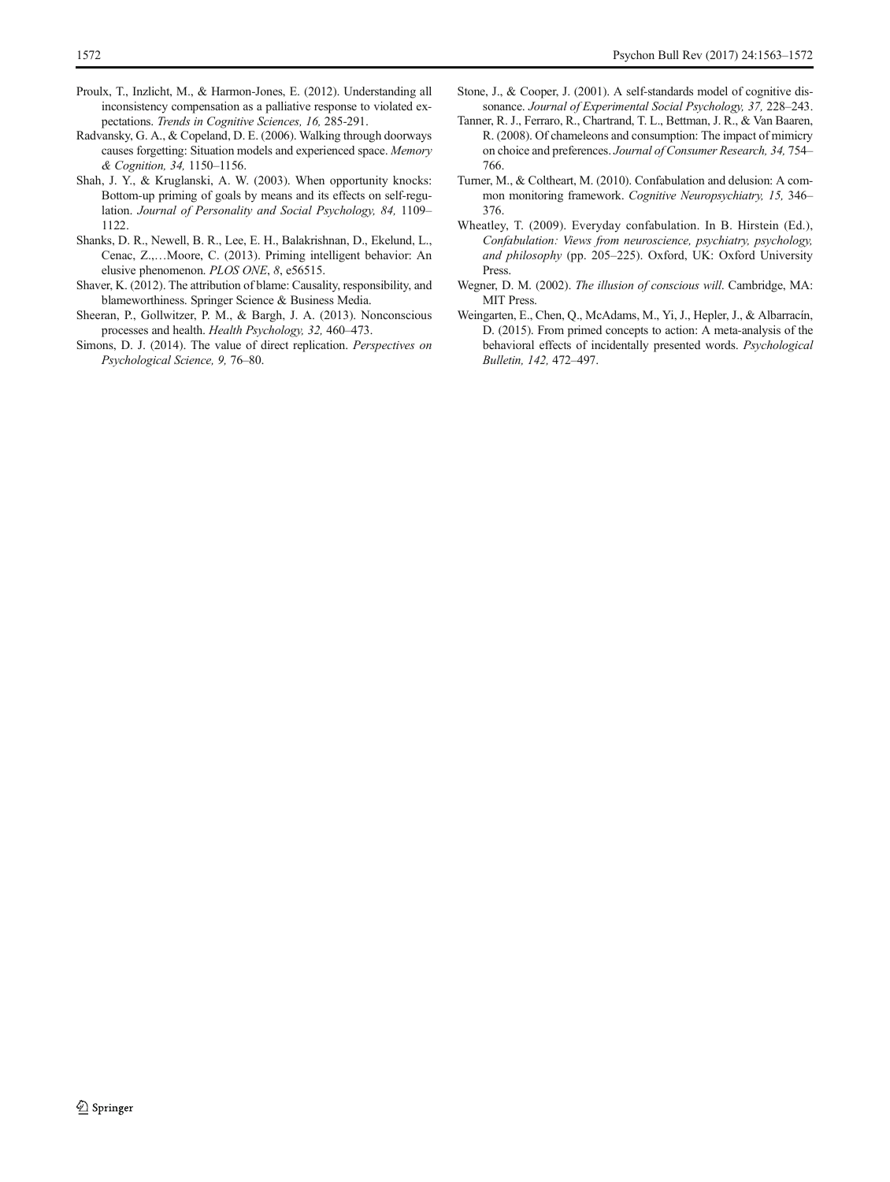Proulx, T., Inzlicht, M., & Harmon-Jones, E. (2012). Understanding all inconsistency compensation as a palliative response to violated expectations. *Trends in Cognitive Sciences, 16,* 285-291.

Radvansky, G. A., & Copeland, D. E. (2006). Walking through doorways causes forgetting: Situation models and experienced space. *Memory & Cognition, 34,* 1150–1156.

Shah, J. Y., & Kruglanski, A. W. (2003). When opportunity knocks: Bottom-up priming of goals by means and its effects on self-regulation. *Journal of Personality and Social Psychology, 84,* 1109–1122.

Shanks, D. R., Newell, B. R., Lee, E. H., Balakrishnan, D., Ekelund, L., Cenac, Z.,…Moore, C. (2013). Priming intelligent behavior: An elusive phenomenon. *PLOS ONE*, *8*, e56515.

Shaver, K. (2012). The attribution of blame: Causality, responsibility, and blameworthiness. Springer Science & Business Media.

Sheeran, P., Gollwitzer, P. M., & Bargh, J. A. (2013). Nonconscious processes and health. *Health Psychology, 32,* 460–473.

Simons, D. J. (2014). The value of direct replication. *Perspectives on Psychological Science, 9,* 76–80.

Stone, J., & Cooper, J. (2001). A self-standards model of cognitive dissonance. *Journal of Experimental Social Psychology, 37,* 228–243.

Tanner, R. J., Ferraro, R., Chartrand, T. L., Bettman, J. R., & Van Baaren, R. (2008). Of chameleons and consumption: The impact of mimicry on choice and preferences. *Journal of Consumer Research, 34,* 754–766.

Turner, M., & Coltheart, M. (2010). Confabulation and delusion: A common monitoring framework. *Cognitive Neuropsychiatry, 15,* 346–376.

Wheatley, T. (2009). Everyday confabulation. In B. Hirstein (Ed.), *Confabulation: Views from neuroscience, psychiatry, psychology, and philosophy* (pp. 205–225). Oxford, UK: Oxford University Press.

Wegner, D. M. (2002). *The illusion of conscious will*. Cambridge, MA: MIT Press.

Weingarten, E., Chen, Q., McAdams, M., Yi, J., Hepler, J., & Albarracín, D. (2015). From primed concepts to action: A meta-analysis of the behavioral effects of incidentally presented words. *Psychological Bulletin, 142,* 472–497.